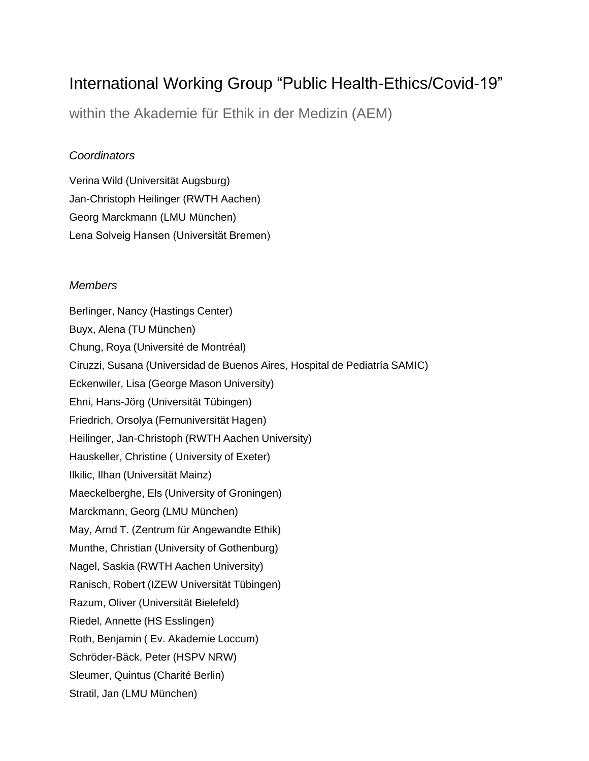# International Working Group "Public Health-Ethics/Covid-19"

## within the Akademie für Ethik in der Medizin (AEM)

*Coordinators*

Verina Wild (Universität Augsburg)
Jan-Christoph Heilinger (RWTH Aachen)
Georg Marckmann (LMU München)
Lena Solveig Hansen (Universität Bremen)

*Members*

Berlinger, Nancy (Hastings Center)
Buyx, Alena (TU München)
Chung, Roya (Université de Montréal)
Ciruzzi, Susana (Universidad de Buenos Aires, Hospital de Pediatría SAMIC)
Eckenwiler, Lisa (George Mason University)
Ehni, Hans-Jörg (Universität Tübingen)
Friedrich, Orsolya (Fernuniversität Hagen)
Heilinger, Jan-Christoph (RWTH Aachen University)
Hauskeller, Christine ( University of Exeter)
Ilkilic, Ilhan (Universität Mainz)
Maeckelberghe, Els (University of Groningen)
Marckmann, Georg (LMU München)
May, Arnd T. (Zentrum für Angewandte Ethik)
Munthe, Christian (University of Gothenburg)
Nagel, Saskia (RWTH Aachen University)
Ranisch, Robert (IZEW Universität Tübingen)
Razum, Oliver (Universität Bielefeld)
Riedel, Annette (HS Esslingen)
Roth, Benjamin ( Ev. Akademie Loccum)
Schröder-Bäck, Peter (HSPV NRW)
Sleumer, Quintus (Charité Berlin)
Stratil, Jan (LMU München)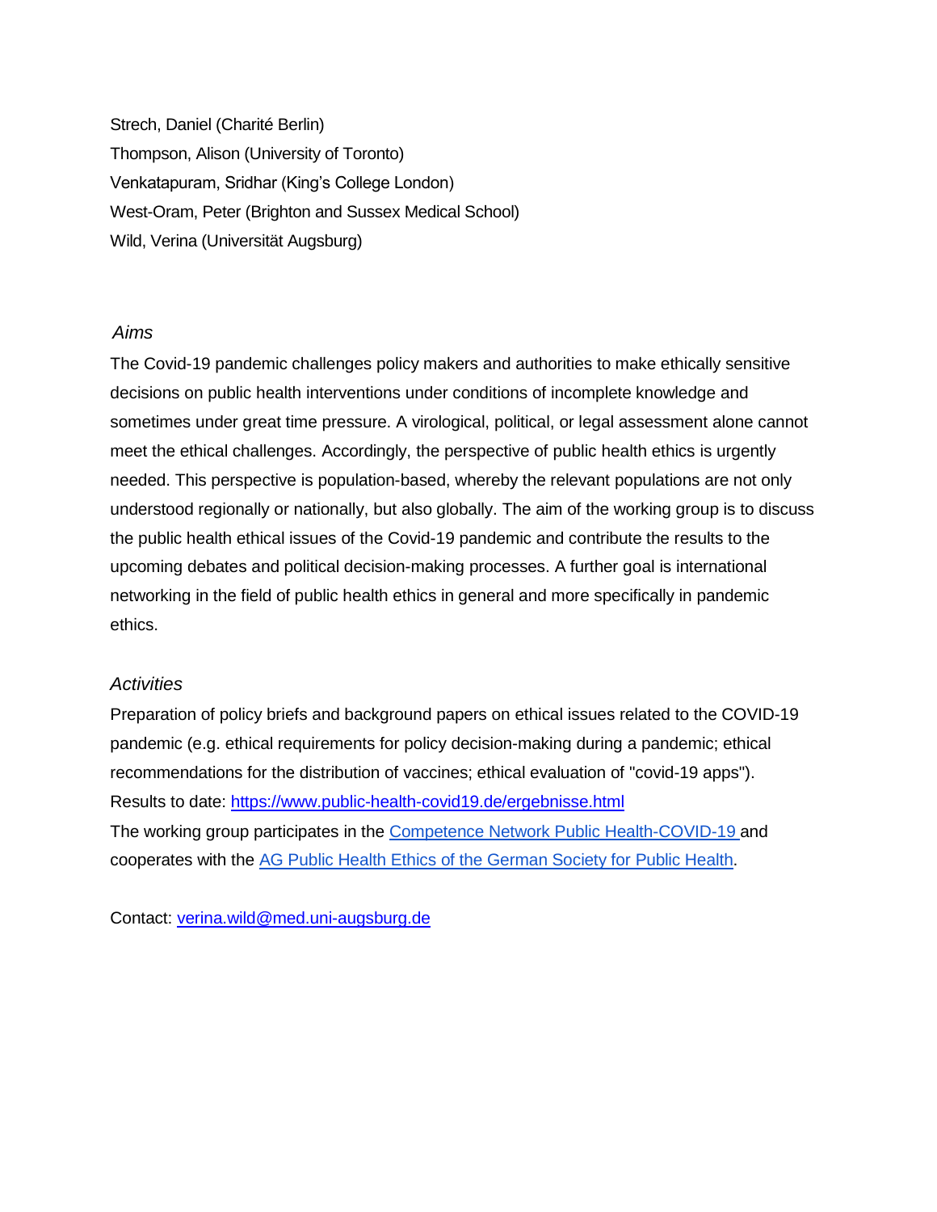Strech, Daniel (Charité Berlin)
Thompson, Alison (University of Toronto)
Venkatapuram, Sridhar (King's College London)
West-Oram, Peter (Brighton and Sussex Medical School)
Wild, Verina (Universität Augsburg)

*Aims*

The Covid-19 pandemic challenges policy makers and authorities to make ethically sensitive decisions on public health interventions under conditions of incomplete knowledge and sometimes under great time pressure. A virological, political, or legal assessment alone cannot meet the ethical challenges. Accordingly, the perspective of public health ethics is urgently needed. This perspective is population-based, whereby the relevant populations are not only understood regionally or nationally, but also globally. The aim of the working group is to discuss the public health ethical issues of the Covid-19 pandemic and contribute the results to the upcoming debates and political decision-making processes. A further goal is international networking in the field of public health ethics in general and more specifically in pandemic ethics.

*Activities*

Preparation of policy briefs and background papers on ethical issues related to the COVID-19 pandemic (e.g. ethical requirements for policy decision-making during a pandemic; ethical recommendations for the distribution of vaccines; ethical evaluation of "covid-19 apps").
Results to date: https://www.public-health-covid19.de/ergebnisse.html
The working group participates in the Competence Network Public Health-COVID-19 and cooperates with the AG Public Health Ethics of the German Society for Public Health.

Contact: verina.wild@med.uni-augsburg.de